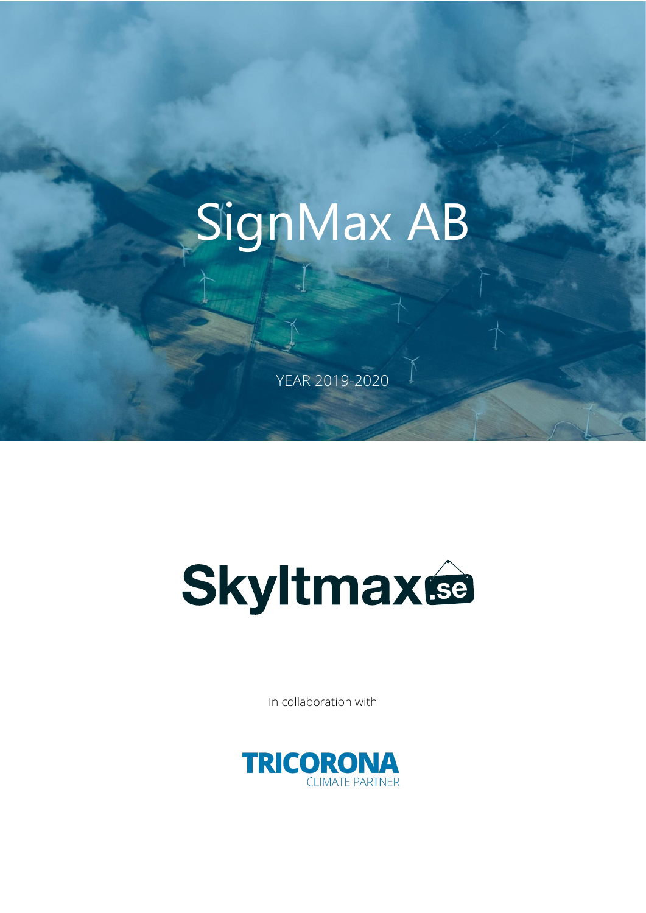# SignMax AB

YEAR 2019-2020

Skyltmax.se

In collaboration with

TRICORONA
CLIMATE PARTNER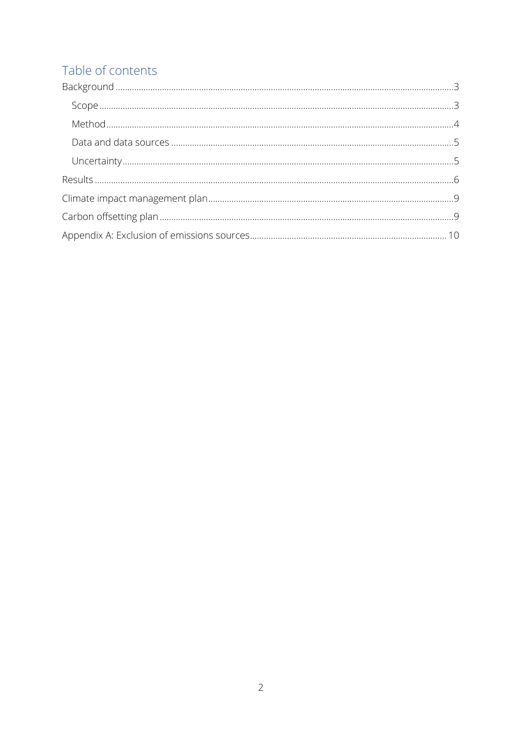# Table of contents

- Background ... 3
  - Scope ... 3
  - Method ... 4
  - Data and data sources ... 5
  - Uncertainty ... 5
- Results ... 6
- Climate impact management plan ... 9
- Carbon offsetting plan ... 9
- Appendix A: Exclusion of emissions sources ... 10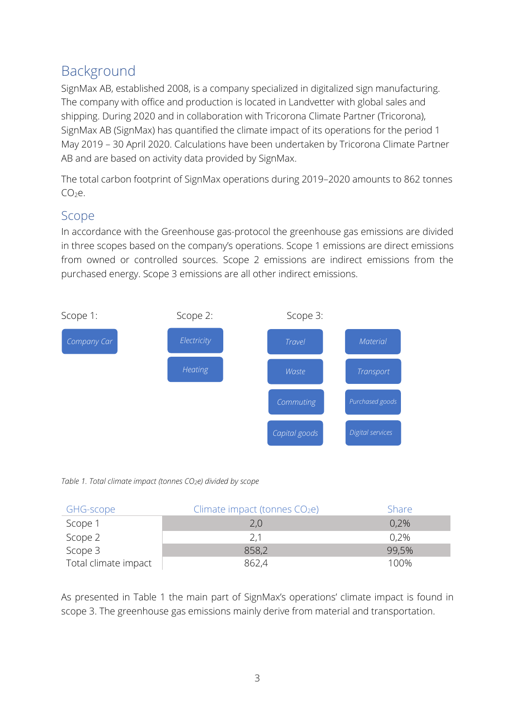## Background

SignMax AB, established 2008, is a company specialized in digitalized sign manufacturing. The company with office and production is located in Landvetter with global sales and shipping. During 2020 and in collaboration with Tricorona Climate Partner (Tricorona), SignMax AB (SignMax) has quantified the climate impact of its operations for the period 1 May 2019 – 30 April 2020. Calculations have been undertaken by Tricorona Climate Partner AB and are based on activity data provided by SignMax.

The total carbon footprint of SignMax operations during 2019–2020 amounts to 862 tonnes $CO_2$e.

## Scope

In accordance with the Greenhouse gas-protocol the greenhouse gas emissions are divided in three scopes based on the company's operations. Scope 1 emissions are direct emissions from owned or controlled sources. Scope 2 emissions are indirect emissions from the purchased energy. Scope 3 emissions are all other indirect emissions.

Scope 1:
- *Company Car*

Scope 2:
- *Electricity*
- *Heating*

Scope 3:
- *Travel*
- *Material*
- *Waste*
- *Transport*
- *Commuting*
- *Purchased goods*
- *Capital goods*
- *Digital services*

*Table 1. Total climate impact (tonnes $CO_2$e) divided by scope*

| GHG-scope | Climate impact (tonnes $CO_2$e) | Share |
|---|---|---|
| Scope 1 | 2,0 | 0,2% |
| Scope 2 | 2,1 | 0,2% |
| Scope 3 | 858,2 | 99,5% |
| Total climate impact | 862,4 | 100% |

As presented in Table 1 the main part of SignMax's operations' climate impact is found in scope 3. The greenhouse gas emissions mainly derive from material and transportation.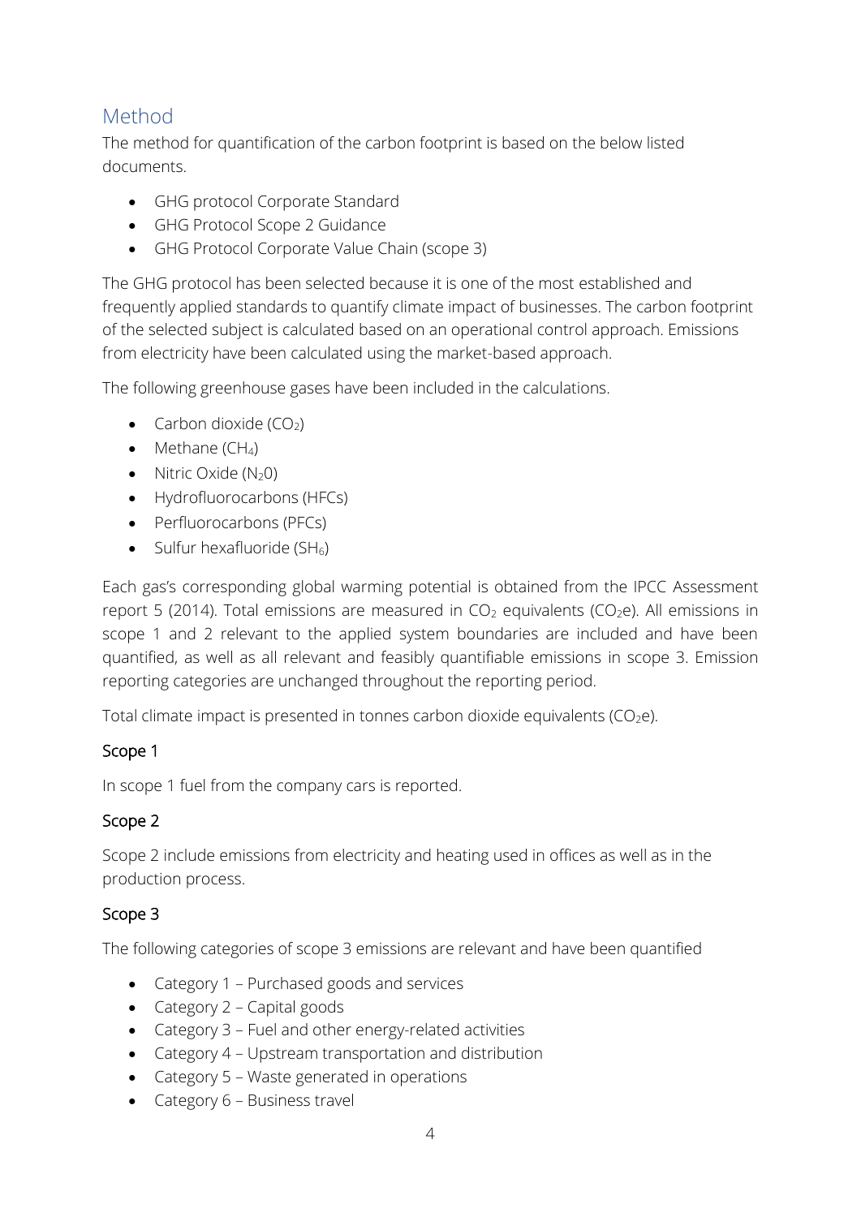## Method

The method for quantification of the carbon footprint is based on the below listed documents.

- GHG protocol Corporate Standard
- GHG Protocol Scope 2 Guidance
- GHG Protocol Corporate Value Chain (scope 3)

The GHG protocol has been selected because it is one of the most established and frequently applied standards to quantify climate impact of businesses. The carbon footprint of the selected subject is calculated based on an operational control approach. Emissions from electricity have been calculated using the market-based approach.

The following greenhouse gases have been included in the calculations.

- Carbon dioxide ($CO_2$)
- Methane ($CH_4$)
- Nitric Oxide ($N_20$)
- Hydrofluorocarbons (HFCs)
- Perfluorocarbons (PFCs)
- Sulfur hexafluoride ($SH_6$)

Each gas's corresponding global warming potential is obtained from the IPCC Assessment report 5 (2014). Total emissions are measured in $CO_2$ equivalents ($CO_2e$). All emissions in scope 1 and 2 relevant to the applied system boundaries are included and have been quantified, as well as all relevant and feasibly quantifiable emissions in scope 3. Emission reporting categories are unchanged throughout the reporting period.

Total climate impact is presented in tonnes carbon dioxide equivalents ($CO_2e$).

### Scope 1

In scope 1 fuel from the company cars is reported.

### Scope 2

Scope 2 include emissions from electricity and heating used in offices as well as in the production process.

### Scope 3

The following categories of scope 3 emissions are relevant and have been quantified

- Category 1 – Purchased goods and services
- Category 2 – Capital goods
- Category 3 – Fuel and other energy-related activities
- Category 4 – Upstream transportation and distribution
- Category 5 – Waste generated in operations
- Category 6 – Business travel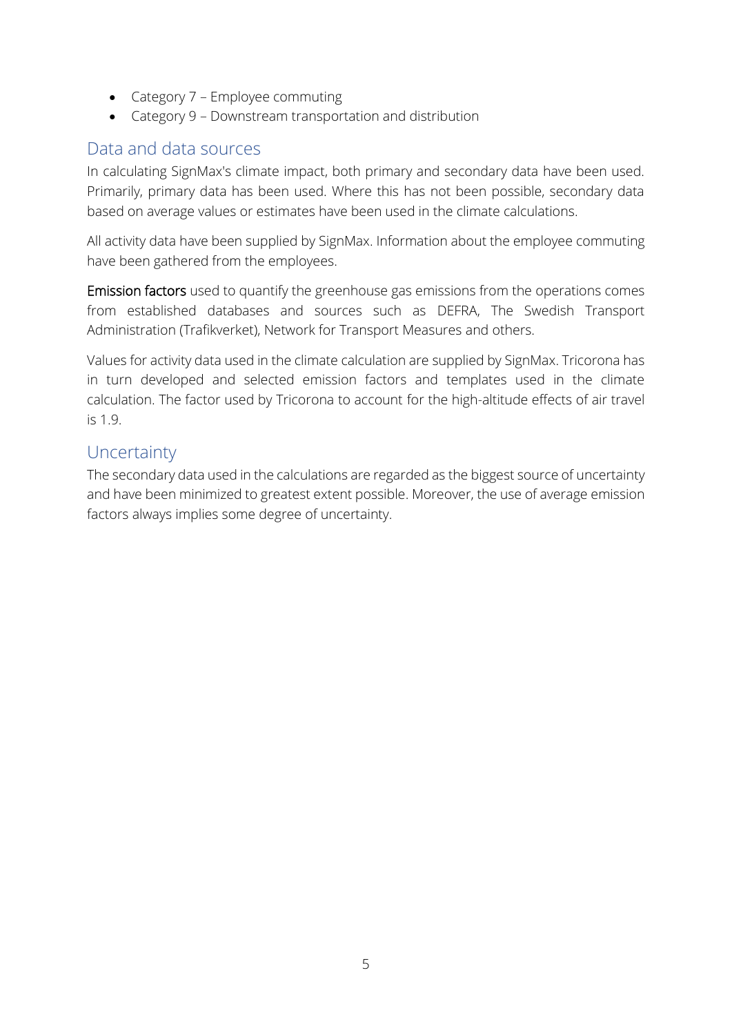- Category 7 – Employee commuting
- Category 9 – Downstream transportation and distribution

## Data and data sources

In calculating SignMax's climate impact, both primary and secondary data have been used. Primarily, primary data has been used. Where this has not been possible, secondary data based on average values or estimates have been used in the climate calculations.

All activity data have been supplied by SignMax. Information about the employee commuting have been gathered from the employees.

**Emission factors** used to quantify the greenhouse gas emissions from the operations comes from established databases and sources such as DEFRA, The Swedish Transport Administration (Trafikverket), Network for Transport Measures and others.

Values for activity data used in the climate calculation are supplied by SignMax. Tricorona has in turn developed and selected emission factors and templates used in the climate calculation. The factor used by Tricorona to account for the high-altitude effects of air travel is 1.9.

## Uncertainty

The secondary data used in the calculations are regarded as the biggest source of uncertainty and have been minimized to greatest extent possible. Moreover, the use of average emission factors always implies some degree of uncertainty.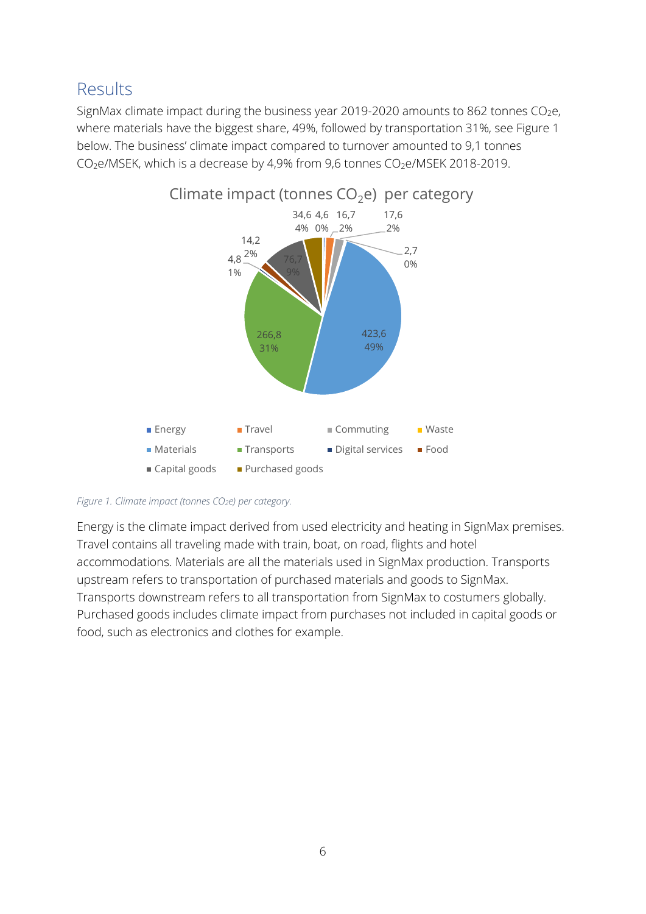## Results

SignMax climate impact during the business year 2019-2020 amounts to 862 tonnes $CO_2e$, where materials have the biggest share, 49%, followed by transportation 31%, see Figure 1 below. The business' climate impact compared to turnover amounted to 9,1 tonnes $CO_2e$/MSEK, which is a decrease by 4,9% from 9,6 tonnes $CO_2e$/MSEK 2018-2019.

*Figure 1. Climate impact (tonnes $CO_2e$) per category.*

Energy is the climate impact derived from used electricity and heating in SignMax premises. Travel contains all traveling made with train, boat, on road, flights and hotel accommodations. Materials are all the materials used in SignMax production. Transports upstream refers to transportation of purchased materials and goods to SignMax. Transports downstream refers to all transportation from SignMax to costumers globally. Purchased goods includes climate impact from purchases not included in capital goods or food, such as electronics and clothes for example.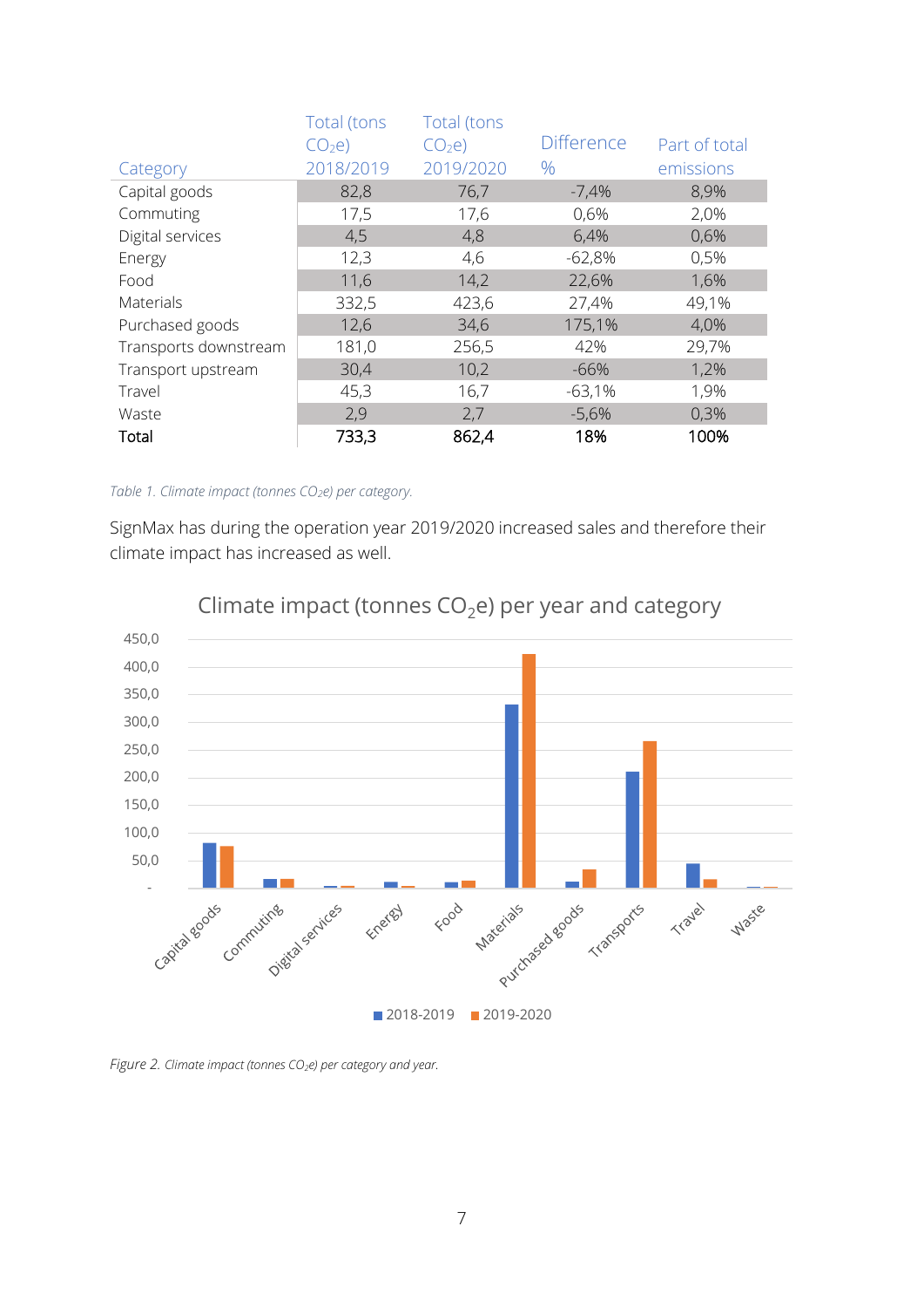| Category | Total (tons $CO_2e$) 2018/2019 | Total (tons $CO_2e$) 2019/2020 | Difference % | Part of total emissions |
|---|---|---|---|---|
| Capital goods | 82,8 | 76,7 | -7,4% | 8,9% |
| Commuting | 17,5 | 17,6 | 0,6% | 2,0% |
| Digital services | 4,5 | 4,8 | 6,4% | 0,6% |
| Energy | 12,3 | 4,6 | -62,8% | 0,5% |
| Food | 11,6 | 14,2 | 22,6% | 1,6% |
| Materials | 332,5 | 423,6 | 27,4% | 49,1% |
| Purchased goods | 12,6 | 34,6 | 175,1% | 4,0% |
| Transports downstream | 181,0 | 256,5 | 42% | 29,7% |
| Transport upstream | 30,4 | 10,2 | -66% | 1,2% |
| Travel | 45,3 | 16,7 | -63,1% | 1,9% |
| Waste | 2,9 | 2,7 | -5,6% | 0,3% |
| **Total** | **733,3** | **862,4** | **18%** | **100%** |

*Table 1. Climate impact (tonnes $CO_2e$) per category.*

SignMax has during the operation year 2019/2020 increased sales and therefore their climate impact has increased as well.

*Figure 2. Climate impact (tonnes $CO_2e$) per category and year.*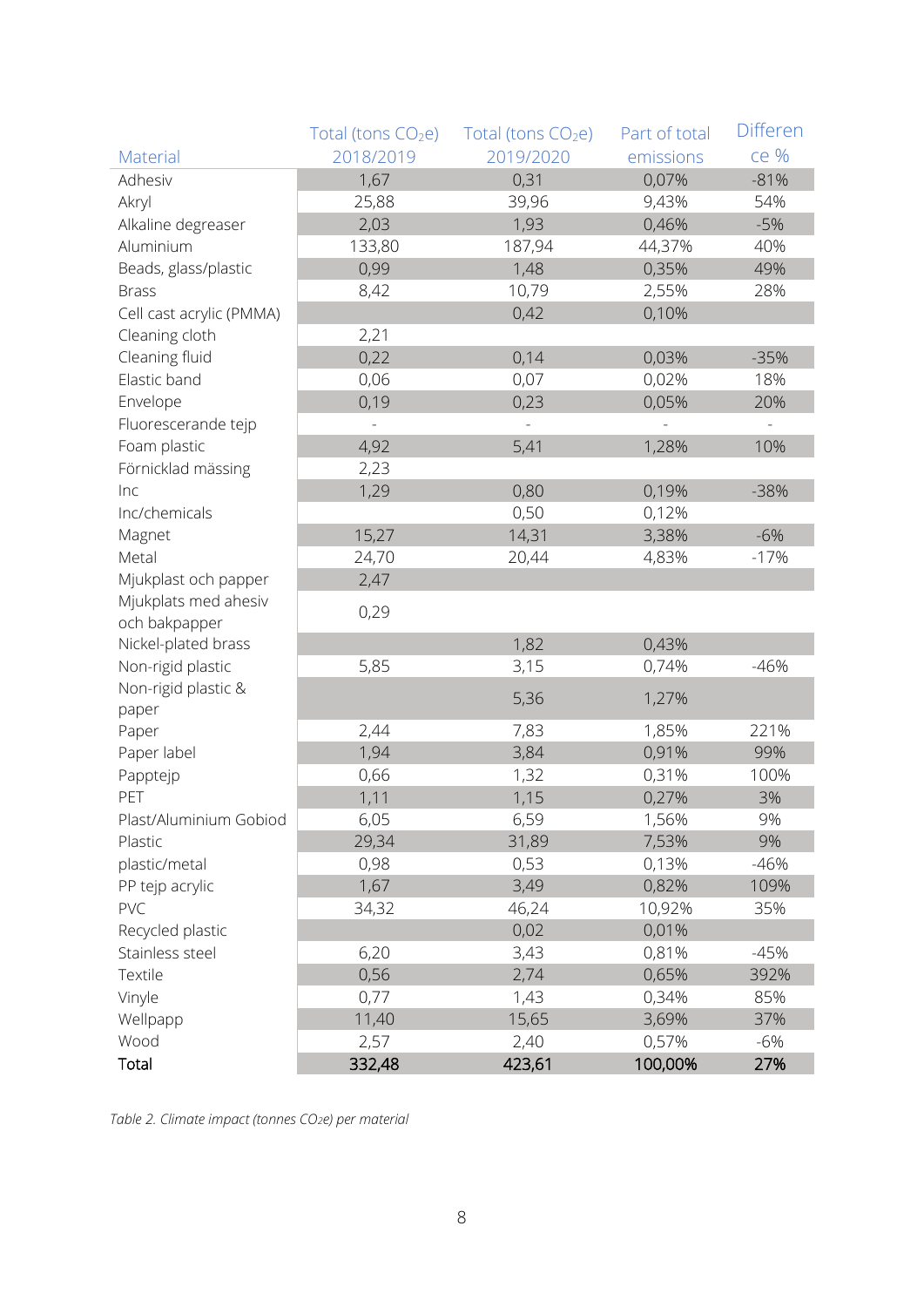| Material | Total (tons $CO_2e$) 2018/2019 | Total (tons $CO_2e$) 2019/2020 | Part of total emissions | Difference % |
|---|---|---|---|---|
| Adhesiv | 1,67 | 0,31 | 0,07% | -81% |
| Akryl | 25,88 | 39,96 | 9,43% | 54% |
| Alkaline degreaser | 2,03 | 1,93 | 0,46% | -5% |
| Aluminium | 133,80 | 187,94 | 44,37% | 40% |
| Beads, glass/plastic | 0,99 | 1,48 | 0,35% | 49% |
| Brass | 8,42 | 10,79 | 2,55% | 28% |
| Cell cast acrylic (PMMA) | | 0,42 | 0,10% | |
| Cleaning cloth | 2,21 | | | |
| Cleaning fluid | 0,22 | 0,14 | 0,03% | -35% |
| Elastic band | 0,06 | 0,07 | 0,02% | 18% |
| Envelope | 0,19 | 0,23 | 0,05% | 20% |
| Fluorescerande tejp | - | - | - | - |
| Foam plastic | 4,92 | 5,41 | 1,28% | 10% |
| Förnicklad mässing | 2,23 | | | |
| Inc | 1,29 | 0,80 | 0,19% | -38% |
| Inc/chemicals | | 0,50 | 0,12% | |
| Magnet | 15,27 | 14,31 | 3,38% | -6% |
| Metal | 24,70 | 20,44 | 4,83% | -17% |
| Mjukplast och papper | 2,47 | | | |
| Mjukplats med ahesiv och bakpapper | 0,29 | | | |
| Nickel-plated brass | | 1,82 | 0,43% | |
| Non-rigid plastic | 5,85 | 3,15 | 0,74% | -46% |
| Non-rigid plastic & paper | | 5,36 | 1,27% | |
| Paper | 2,44 | 7,83 | 1,85% | 221% |
| Paper label | 1,94 | 3,84 | 0,91% | 99% |
| Papptejp | 0,66 | 1,32 | 0,31% | 100% |
| PET | 1,11 | 1,15 | 0,27% | 3% |
| Plast/Aluminium Gobiod | 6,05 | 6,59 | 1,56% | 9% |
| Plastic | 29,34 | 31,89 | 7,53% | 9% |
| plastic/metal | 0,98 | 0,53 | 0,13% | -46% |
| PP tejp acrylic | 1,67 | 3,49 | 0,82% | 109% |
| PVC | 34,32 | 46,24 | 10,92% | 35% |
| Recycled plastic | | 0,02 | 0,01% | |
| Stainless steel | 6,20 | 3,43 | 0,81% | -45% |
| Textile | 0,56 | 2,74 | 0,65% | 392% |
| Vinyle | 0,77 | 1,43 | 0,34% | 85% |
| Wellpapp | 11,40 | 15,65 | 3,69% | 37% |
| Wood | 2,57 | 2,40 | 0,57% | -6% |
| **Total** | **332,48** | **423,61** | **100,00%** | **27%** |

*Table 2. Climate impact (tonnes $CO_2e$) per material*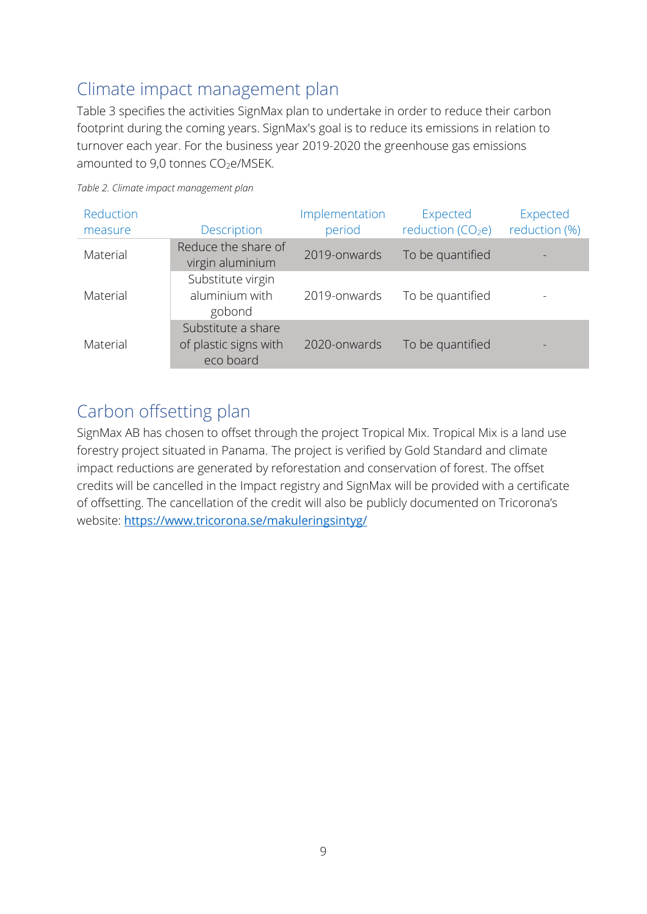## Climate impact management plan

Table 3 specifies the activities SignMax plan to undertake in order to reduce their carbon footprint during the coming years. SignMax's goal is to reduce its emissions in relation to turnover each year. For the business year 2019-2020 the greenhouse gas emissions amounted to 9,0 tonnes $CO_2e$/MSEK.

*Table 2. Climate impact management plan*

| Reduction measure | Description | Implementation period | Expected reduction ($CO_2e$) | Expected reduction (%) |
|---|---|---|---|---|
| Material | Reduce the share of virgin aluminium | 2019-onwards | To be quantified | - |
| Material | Substitute virgin aluminium with gobond | 2019-onwards | To be quantified | - |
| Material | Substitute a share of plastic signs with eco board | 2020-onwards | To be quantified | - |

## Carbon offsetting plan

SignMax AB has chosen to offset through the project Tropical Mix. Tropical Mix is a land use forestry project situated in Panama. The project is verified by Gold Standard and climate impact reductions are generated by reforestation and conservation of forest. The offset credits will be cancelled in the Impact registry and SignMax will be provided with a certificate of offsetting. The cancellation of the credit will also be publicly documented on Tricorona's website: https://www.tricorona.se/makuleringsintyg/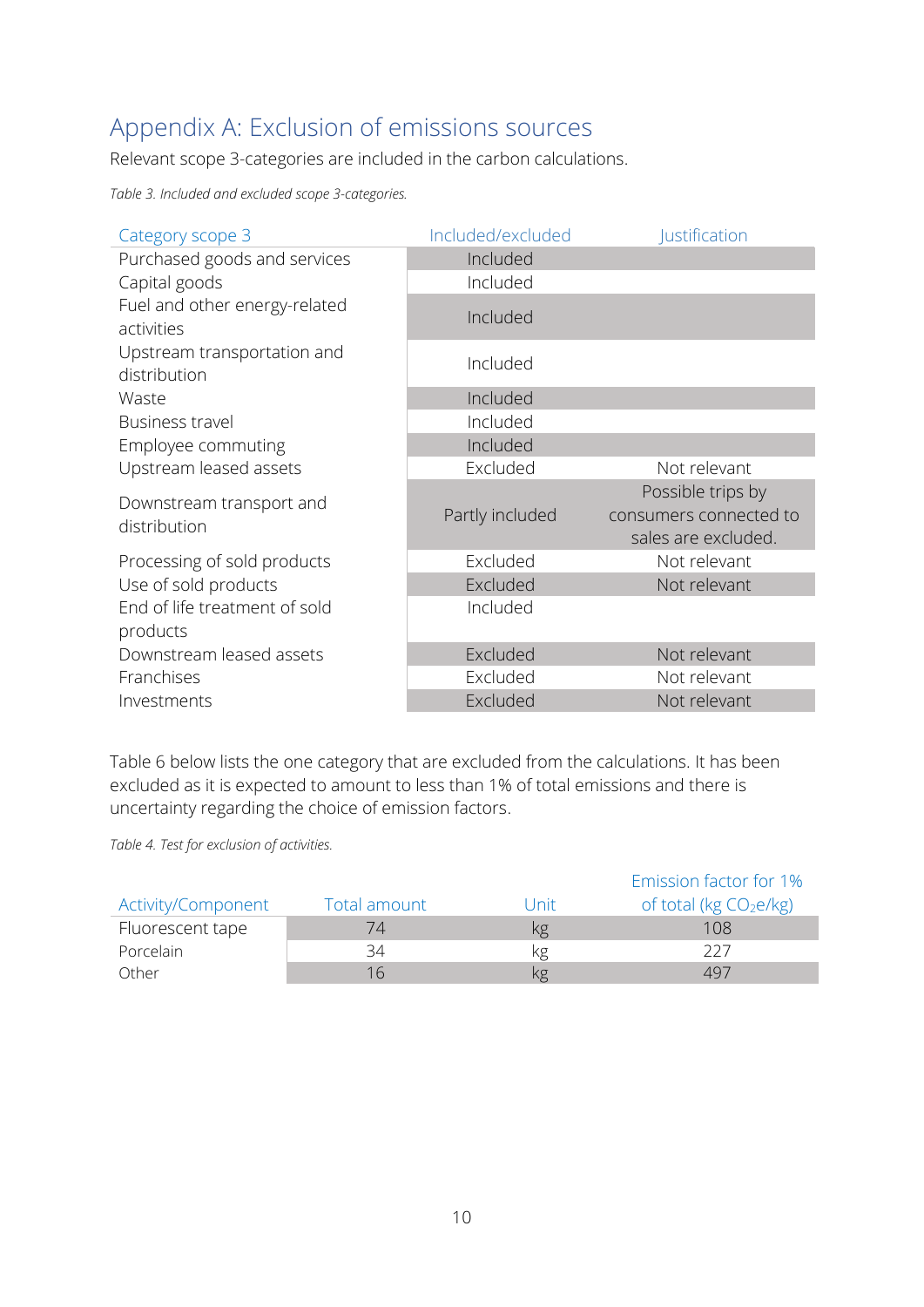# Appendix A: Exclusion of emissions sources

Relevant scope 3-categories are included in the carbon calculations.

*Table 3. Included and excluded scope 3-categories.*

| Category scope 3 | Included/excluded | Justification |
|---|---|---|
| Purchased goods and services | Included | |
| Capital goods | Included | |
| Fuel and other energy-related activities | Included | |
| Upstream transportation and distribution | Included | |
| Waste | Included | |
| Business travel | Included | |
| Employee commuting | Included | |
| Upstream leased assets | Excluded | Not relevant |
| Downstream transport and distribution | Partly included | Possible trips by consumers connected to sales are excluded. |
| Processing of sold products | Excluded | Not relevant |
| Use of sold products | Excluded | Not relevant |
| End of life treatment of sold products | Included | |
| Downstream leased assets | Excluded | Not relevant |
| Franchises | Excluded | Not relevant |
| Investments | Excluded | Not relevant |

Table 6 below lists the one category that are excluded from the calculations. It has been excluded as it is expected to amount to less than 1% of total emissions and there is uncertainty regarding the choice of emission factors.

*Table 4. Test for exclusion of activities.*

| Activity/Component | Total amount | Unit | Emission factor for 1% of total (kg $CO_2e$/kg) |
|---|---|---|---|
| Fluorescent tape | 74 | kg | 108 |
| Porcelain | 34 | kg | 227 |
| Other | 16 | kg | 497 |